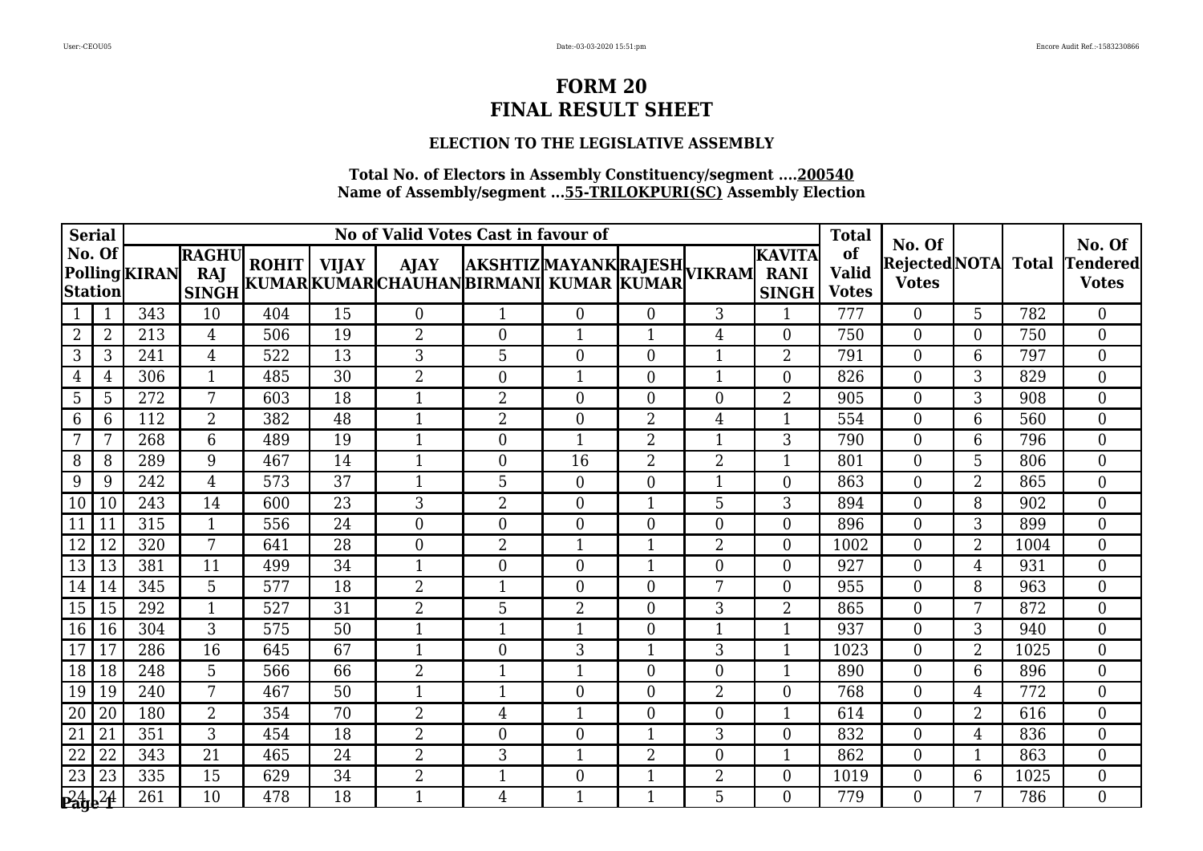# FORM 20
# FINAL RESULT SHEET

### ELECTION TO THE LEGISLATIVE ASSEMBLY

**Total No. of Electors in Assembly Constituency/segment ....200540**
**Name of Assembly/segment ...55-TRILOKPURI(SC) Assembly Election**

| Serial | No. Of Polling Station | No of Valid Votes Cast in favour of | | | | | | | | | | Total of Valid Votes | No. Of Rejected Votes | NOTA | Total | No. Of Tendered Votes |
|---|---|---|---|---|---|---|---|---|---|---|---|---|---|---|---|---|
| | | KIRAN | RAGHU RAJ SINGH | ROHIT KUMAR | VIJAY KUMAR | AJAY CHAUHAN | AKSHTIZ BIRMANI | MAYANK KUMAR | RAJESH KUMAR | VIKRAM | KAVITA RANI SINGH | | | | | |
| 1 | 1 | 343 | 10 | 404 | 15 | 0 | 1 | 0 | 0 | 3 | 1 | 777 | 0 | 5 | 782 | 0 |
| 2 | 2 | 213 | 4 | 506 | 19 | 2 | 0 | 1 | 1 | 4 | 0 | 750 | 0 | 0 | 750 | 0 |
| 3 | 3 | 241 | 4 | 522 | 13 | 3 | 5 | 0 | 0 | 1 | 2 | 791 | 0 | 6 | 797 | 0 |
| 4 | 4 | 306 | 1 | 485 | 30 | 2 | 0 | 1 | 0 | 1 | 0 | 826 | 0 | 3 | 829 | 0 |
| 5 | 5 | 272 | 7 | 603 | 18 | 1 | 2 | 0 | 0 | 0 | 2 | 905 | 0 | 3 | 908 | 0 |
| 6 | 6 | 112 | 2 | 382 | 48 | 1 | 2 | 0 | 2 | 4 | 1 | 554 | 0 | 6 | 560 | 0 |
| 7 | 7 | 268 | 6 | 489 | 19 | 1 | 0 | 1 | 2 | 1 | 3 | 790 | 0 | 6 | 796 | 0 |
| 8 | 8 | 289 | 9 | 467 | 14 | 1 | 0 | 16 | 2 | 2 | 1 | 801 | 0 | 5 | 806 | 0 |
| 9 | 9 | 242 | 4 | 573 | 37 | 1 | 5 | 0 | 0 | 1 | 0 | 863 | 0 | 2 | 865 | 0 |
| 10 | 10 | 243 | 14 | 600 | 23 | 3 | 2 | 0 | 1 | 5 | 3 | 894 | 0 | 8 | 902 | 0 |
| 11 | 11 | 315 | 1 | 556 | 24 | 0 | 0 | 0 | 0 | 0 | 0 | 896 | 0 | 3 | 899 | 0 |
| 12 | 12 | 320 | 7 | 641 | 28 | 0 | 2 | 1 | 1 | 2 | 0 | 1002 | 0 | 2 | 1004 | 0 |
| 13 | 13 | 381 | 11 | 499 | 34 | 1 | 0 | 0 | 1 | 0 | 0 | 927 | 0 | 4 | 931 | 0 |
| 14 | 14 | 345 | 5 | 577 | 18 | 2 | 1 | 0 | 0 | 7 | 0 | 955 | 0 | 8 | 963 | 0 |
| 15 | 15 | 292 | 1 | 527 | 31 | 2 | 5 | 2 | 0 | 3 | 2 | 865 | 0 | 7 | 872 | 0 |
| 16 | 16 | 304 | 3 | 575 | 50 | 1 | 1 | 1 | 0 | 1 | 1 | 937 | 0 | 3 | 940 | 0 |
| 17 | 17 | 286 | 16 | 645 | 67 | 1 | 0 | 3 | 1 | 3 | 1 | 1023 | 0 | 2 | 1025 | 0 |
| 18 | 18 | 248 | 5 | 566 | 66 | 2 | 1 | 1 | 0 | 0 | 1 | 890 | 0 | 6 | 896 | 0 |
| 19 | 19 | 240 | 7 | 467 | 50 | 1 | 1 | 0 | 0 | 2 | 0 | 768 | 0 | 4 | 772 | 0 |
| 20 | 20 | 180 | 2 | 354 | 70 | 2 | 4 | 1 | 0 | 0 | 1 | 614 | 0 | 2 | 616 | 0 |
| 21 | 21 | 351 | 3 | 454 | 18 | 2 | 0 | 0 | 1 | 3 | 0 | 832 | 0 | 4 | 836 | 0 |
| 22 | 22 | 343 | 21 | 465 | 24 | 2 | 3 | 1 | 2 | 0 | 1 | 862 | 0 | 1 | 863 | 0 |
| 23 | 23 | 335 | 15 | 629 | 34 | 2 | 1 | 0 | 1 | 2 | 0 | 1019 | 0 | 6 | 1025 | 0 |
| 24 | 24 | 261 | 10 | 478 | 18 | 1 | 4 | 1 | 1 | 5 | 0 | 779 | 0 | 7 | 786 | 0 |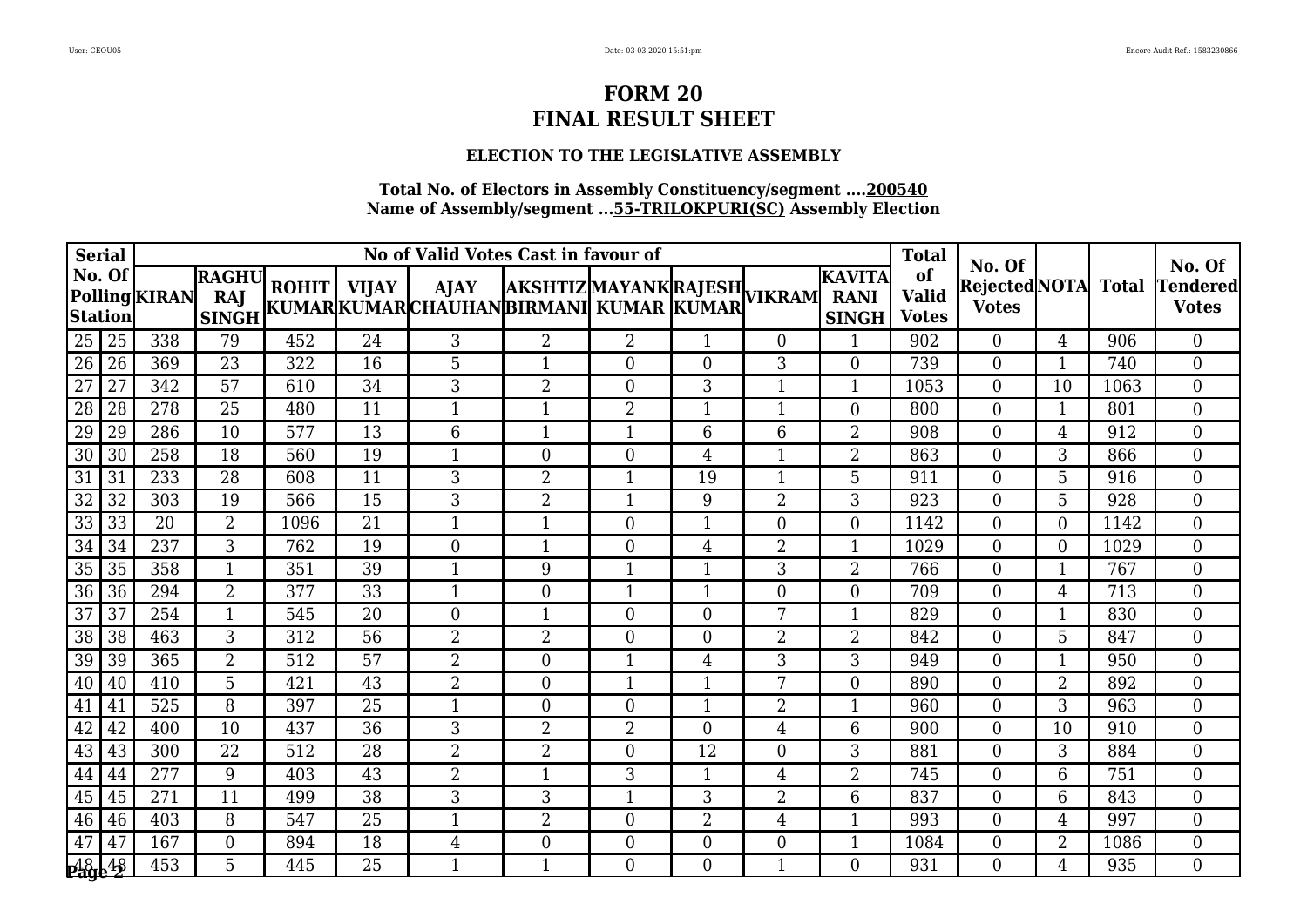# FORM 20
# FINAL RESULT SHEET

### ELECTION TO THE LEGISLATIVE ASSEMBLY

**Total No. of Electors in Assembly Constituency/segment ....200540**
**Name of Assembly/segment ...55-TRILOKPURI(SC) Assembly Election**

| Serial No. Of Polling Station | | No of Valid Votes Cast in favour of | | | | | | | | | | Total of Valid Votes | No. Of Rejected Votes | NOTA | Total | No. Of Tendered Votes |
|---|---|---|---|---|---|---|---|---|---|---|---|---|---|---|---|---|
| | | KIRAN | RAGHU RAJ SINGH | ROHIT KUMAR | VIJAY KUMAR | AJAY CHAUHAN | AKSHTIZ BIRMANI | MAYANK KUMAR | RAJESH KUMAR | VIKRAM | KAVITA RANI SINGH | | | | | |
| 25 | 25 | 338 | 79 | 452 | 24 | 3 | 2 | 2 | 1 | 0 | 1 | 902 | 0 | 4 | 906 | 0 |
| 26 | 26 | 369 | 23 | 322 | 16 | 5 | 1 | 0 | 0 | 3 | 0 | 739 | 0 | 1 | 740 | 0 |
| 27 | 27 | 342 | 57 | 610 | 34 | 3 | 2 | 0 | 3 | 1 | 1 | 1053 | 0 | 10 | 1063 | 0 |
| 28 | 28 | 278 | 25 | 480 | 11 | 1 | 1 | 2 | 1 | 1 | 0 | 800 | 0 | 1 | 801 | 0 |
| 29 | 29 | 286 | 10 | 577 | 13 | 6 | 1 | 1 | 6 | 6 | 2 | 908 | 0 | 4 | 912 | 0 |
| 30 | 30 | 258 | 18 | 560 | 19 | 1 | 0 | 0 | 4 | 1 | 2 | 863 | 0 | 3 | 866 | 0 |
| 31 | 31 | 233 | 28 | 608 | 11 | 3 | 2 | 1 | 19 | 1 | 5 | 911 | 0 | 5 | 916 | 0 |
| 32 | 32 | 303 | 19 | 566 | 15 | 3 | 2 | 1 | 9 | 2 | 3 | 923 | 0 | 5 | 928 | 0 |
| 33 | 33 | 20 | 2 | 1096 | 21 | 1 | 1 | 0 | 1 | 0 | 0 | 1142 | 0 | 0 | 1142 | 0 |
| 34 | 34 | 237 | 3 | 762 | 19 | 0 | 1 | 0 | 4 | 2 | 1 | 1029 | 0 | 0 | 1029 | 0 |
| 35 | 35 | 358 | 1 | 351 | 39 | 1 | 9 | 1 | 1 | 3 | 2 | 766 | 0 | 1 | 767 | 0 |
| 36 | 36 | 294 | 2 | 377 | 33 | 1 | 0 | 1 | 1 | 0 | 0 | 709 | 0 | 4 | 713 | 0 |
| 37 | 37 | 254 | 1 | 545 | 20 | 0 | 1 | 0 | 0 | 7 | 1 | 829 | 0 | 1 | 830 | 0 |
| 38 | 38 | 463 | 3 | 312 | 56 | 2 | 2 | 0 | 0 | 2 | 2 | 842 | 0 | 5 | 847 | 0 |
| 39 | 39 | 365 | 2 | 512 | 57 | 2 | 0 | 1 | 4 | 3 | 3 | 949 | 0 | 1 | 950 | 0 |
| 40 | 40 | 410 | 5 | 421 | 43 | 2 | 0 | 1 | 1 | 7 | 0 | 890 | 0 | 2 | 892 | 0 |
| 41 | 41 | 525 | 8 | 397 | 25 | 1 | 0 | 0 | 1 | 2 | 1 | 960 | 0 | 3 | 963 | 0 |
| 42 | 42 | 400 | 10 | 437 | 36 | 3 | 2 | 2 | 0 | 4 | 6 | 900 | 0 | 10 | 910 | 0 |
| 43 | 43 | 300 | 22 | 512 | 28 | 2 | 2 | 0 | 12 | 0 | 3 | 881 | 0 | 3 | 884 | 0 |
| 44 | 44 | 277 | 9 | 403 | 43 | 2 | 1 | 3 | 1 | 4 | 2 | 745 | 0 | 6 | 751 | 0 |
| 45 | 45 | 271 | 11 | 499 | 38 | 3 | 3 | 1 | 3 | 2 | 6 | 837 | 0 | 6 | 843 | 0 |
| 46 | 46 | 403 | 8 | 547 | 25 | 1 | 2 | 0 | 2 | 4 | 1 | 993 | 0 | 4 | 997 | 0 |
| 47 | 47 | 167 | 0 | 894 | 18 | 4 | 0 | 0 | 0 | 0 | 1 | 1084 | 0 | 2 | 1086 | 0 |
| 48 | 48 | 453 | 5 | 445 | 25 | 1 | 1 | 0 | 0 | 1 | 0 | 931 | 0 | 4 | 935 | 0 |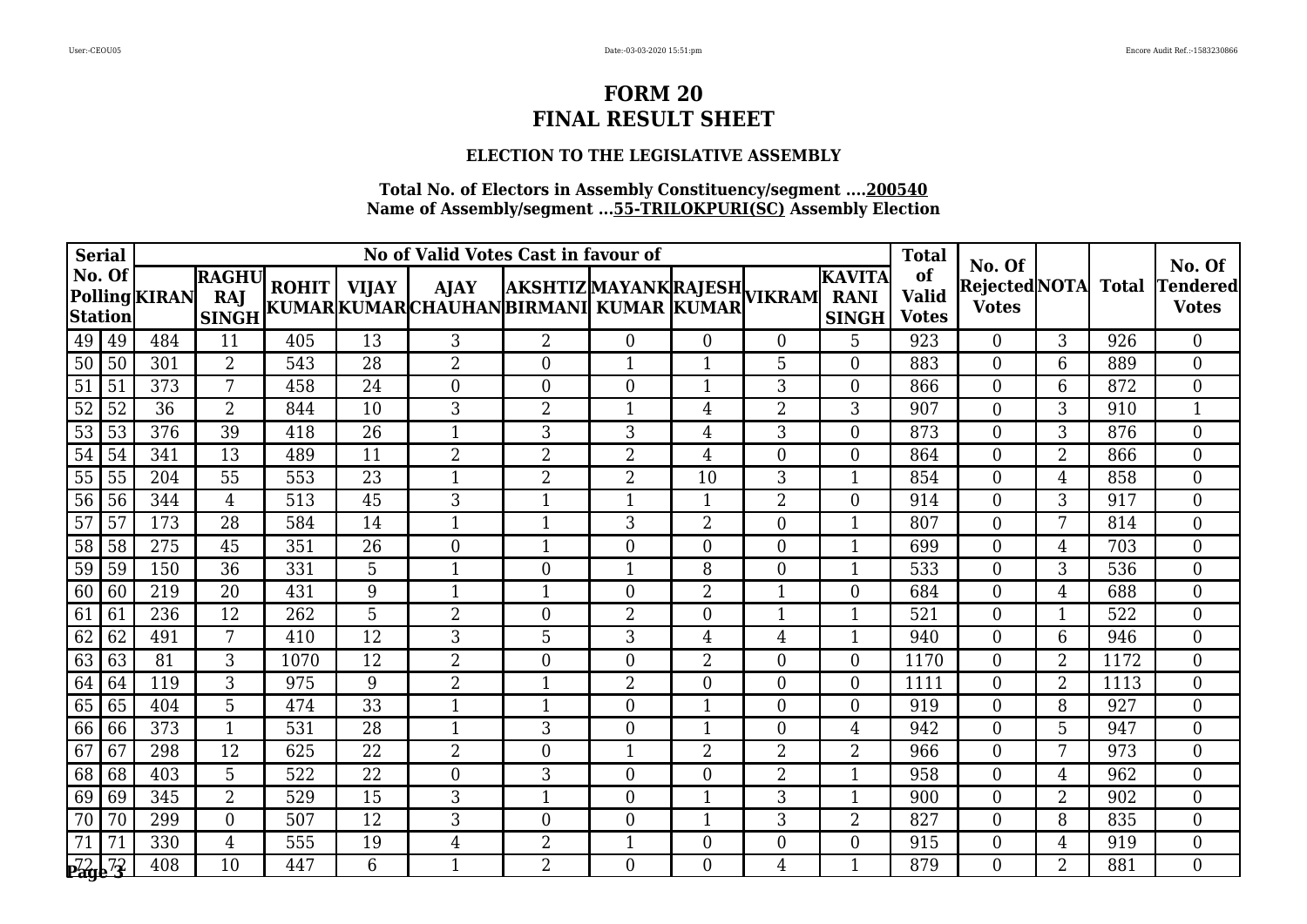# FORM 20
# FINAL RESULT SHEET

### ELECTION TO THE LEGISLATIVE ASSEMBLY

**Total No. of Electors in Assembly Constituency/segment ....200540**
**Name of Assembly/segment ...55-TRILOKPURI(SC) Assembly Election**

| Serial No. Of Polling Station | | No of Valid Votes Cast in favour of | | | | | | | | | | Total of Valid Votes | No. Of Rejected Votes | NOTA | Total | No. Of Tendered Votes |
|---|---|---|---|---|---|---|---|---|---|---|---|---|---|---|---|---|
| | | KIRAN | RAGHU RAJ SINGH | ROHIT KUMAR | VIJAY KUMAR | AJAY CHAUHAN | AKSHTIZ BIRMANI | MAYANK KUMAR | RAJESH KUMAR | VIKRAM | KAVITA RANI SINGH | | | | | |
| 49 | 49 | 484 | 11 | 405 | 13 | 3 | 2 | 0 | 0 | 0 | 5 | 923 | 0 | 3 | 926 | 0 |
| 50 | 50 | 301 | 2 | 543 | 28 | 2 | 0 | 1 | 1 | 5 | 0 | 883 | 0 | 6 | 889 | 0 |
| 51 | 51 | 373 | 7 | 458 | 24 | 0 | 0 | 0 | 1 | 3 | 0 | 866 | 0 | 6 | 872 | 0 |
| 52 | 52 | 36 | 2 | 844 | 10 | 3 | 2 | 1 | 4 | 2 | 3 | 907 | 0 | 3 | 910 | 1 |
| 53 | 53 | 376 | 39 | 418 | 26 | 1 | 3 | 3 | 4 | 3 | 0 | 873 | 0 | 3 | 876 | 0 |
| 54 | 54 | 341 | 13 | 489 | 11 | 2 | 2 | 2 | 4 | 0 | 0 | 864 | 0 | 2 | 866 | 0 |
| 55 | 55 | 204 | 55 | 553 | 23 | 1 | 2 | 2 | 10 | 3 | 1 | 854 | 0 | 4 | 858 | 0 |
| 56 | 56 | 344 | 4 | 513 | 45 | 3 | 1 | 1 | 1 | 2 | 0 | 914 | 0 | 3 | 917 | 0 |
| 57 | 57 | 173 | 28 | 584 | 14 | 1 | 1 | 3 | 2 | 0 | 1 | 807 | 0 | 7 | 814 | 0 |
| 58 | 58 | 275 | 45 | 351 | 26 | 0 | 1 | 0 | 0 | 0 | 1 | 699 | 0 | 4 | 703 | 0 |
| 59 | 59 | 150 | 36 | 331 | 5 | 1 | 0 | 1 | 8 | 0 | 1 | 533 | 0 | 3 | 536 | 0 |
| 60 | 60 | 219 | 20 | 431 | 9 | 1 | 1 | 0 | 2 | 1 | 0 | 684 | 0 | 4 | 688 | 0 |
| 61 | 61 | 236 | 12 | 262 | 5 | 2 | 0 | 2 | 0 | 1 | 1 | 521 | 0 | 1 | 522 | 0 |
| 62 | 62 | 491 | 7 | 410 | 12 | 3 | 5 | 3 | 4 | 4 | 1 | 940 | 0 | 6 | 946 | 0 |
| 63 | 63 | 81 | 3 | 1070 | 12 | 2 | 0 | 0 | 2 | 0 | 0 | 1170 | 0 | 2 | 1172 | 0 |
| 64 | 64 | 119 | 3 | 975 | 9 | 2 | 1 | 2 | 0 | 0 | 0 | 1111 | 0 | 2 | 1113 | 0 |
| 65 | 65 | 404 | 5 | 474 | 33 | 1 | 1 | 0 | 1 | 0 | 0 | 919 | 0 | 8 | 927 | 0 |
| 66 | 66 | 373 | 1 | 531 | 28 | 1 | 3 | 0 | 1 | 0 | 4 | 942 | 0 | 5 | 947 | 0 |
| 67 | 67 | 298 | 12 | 625 | 22 | 2 | 0 | 1 | 2 | 2 | 2 | 966 | 0 | 7 | 973 | 0 |
| 68 | 68 | 403 | 5 | 522 | 22 | 0 | 3 | 0 | 0 | 2 | 1 | 958 | 0 | 4 | 962 | 0 |
| 69 | 69 | 345 | 2 | 529 | 15 | 3 | 1 | 0 | 1 | 3 | 1 | 900 | 0 | 2 | 902 | 0 |
| 70 | 70 | 299 | 0 | 507 | 12 | 3 | 0 | 0 | 1 | 3 | 2 | 827 | 0 | 8 | 835 | 0 |
| 71 | 71 | 330 | 4 | 555 | 19 | 4 | 2 | 1 | 0 | 0 | 0 | 915 | 0 | 4 | 919 | 0 |
| 72 | 72 | 408 | 10 | 447 | 6 | 1 | 2 | 0 | 0 | 4 | 1 | 879 | 0 | 2 | 881 | 0 |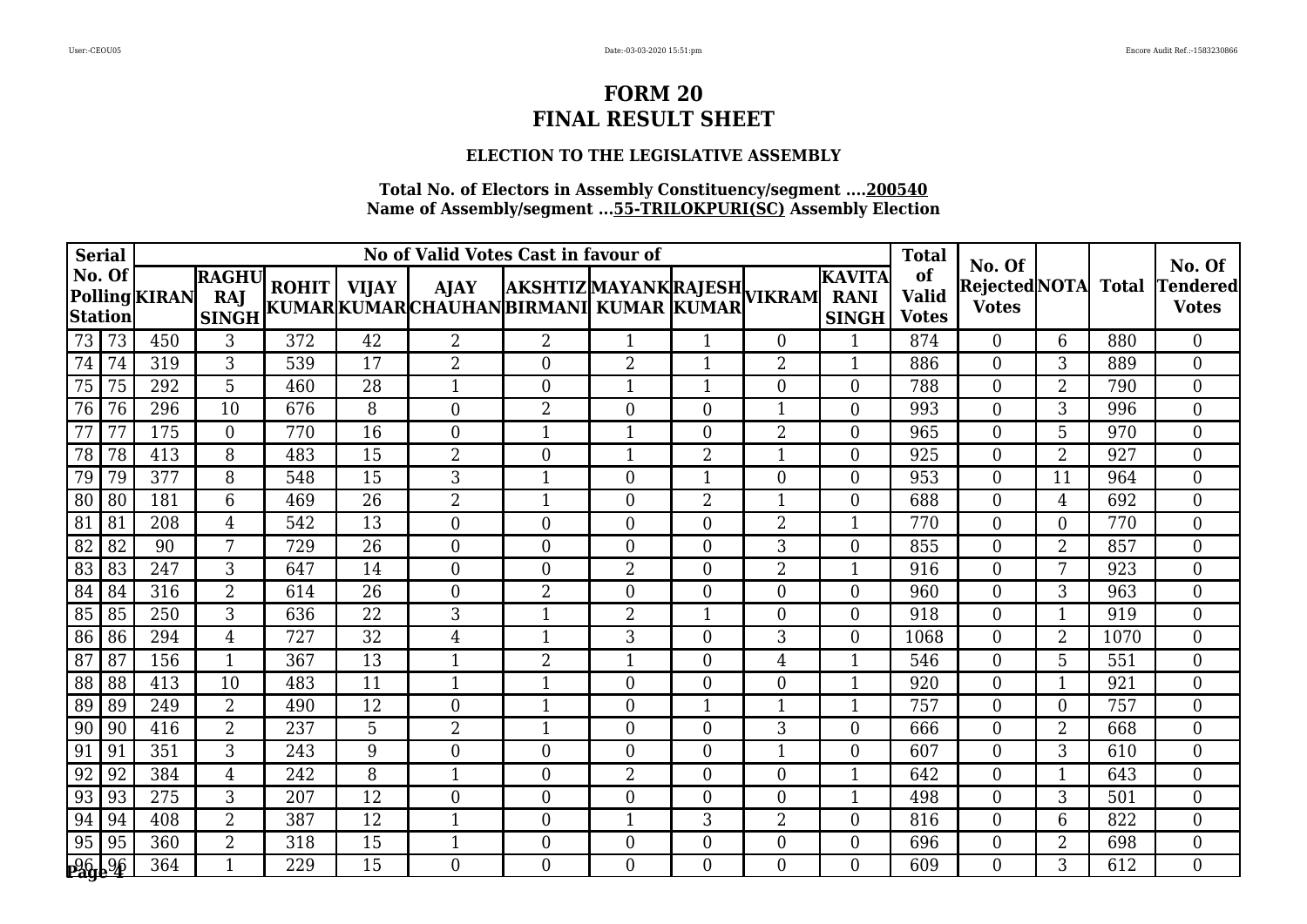# FORM 20
# FINAL RESULT SHEET

### ELECTION TO THE LEGISLATIVE ASSEMBLY

**Total No. of Electors in Assembly Constituency/segment ....200540**
**Name of Assembly/segment ...55-TRILOKPURI(SC) Assembly Election**

| Serial No. Of Polling Station | | No of Valid Votes Cast in favour of | | | | | | | | | | Total of Valid Votes | No. Of Rejected Votes | NOTA | Total | No. Of Tendered Votes |
|---|---|---|---|---|---|---|---|---|---|---|---|---|---|---|---|---|
| | | KIRAN | RAGHU RAJ SINGH | ROHIT KUMAR | VIJAY KUMAR | AJAY CHAUHAN | AKSHTIZ BIRMANI | MAYANK KUMAR | RAJESH KUMAR | VIKRAM | KAVITA RANI SINGH | | | | | |
| 73 | 73 | 450 | 3 | 372 | 42 | 2 | 2 | 1 | 1 | 0 | 1 | 874 | 0 | 6 | 880 | 0 |
| 74 | 74 | 319 | 3 | 539 | 17 | 2 | 0 | 2 | 1 | 2 | 1 | 886 | 0 | 3 | 889 | 0 |
| 75 | 75 | 292 | 5 | 460 | 28 | 1 | 0 | 1 | 1 | 0 | 0 | 788 | 0 | 2 | 790 | 0 |
| 76 | 76 | 296 | 10 | 676 | 8 | 0 | 2 | 0 | 0 | 1 | 0 | 993 | 0 | 3 | 996 | 0 |
| 77 | 77 | 175 | 0 | 770 | 16 | 0 | 1 | 1 | 0 | 2 | 0 | 965 | 0 | 5 | 970 | 0 |
| 78 | 78 | 413 | 8 | 483 | 15 | 2 | 0 | 1 | 2 | 1 | 0 | 925 | 0 | 2 | 927 | 0 |
| 79 | 79 | 377 | 8 | 548 | 15 | 3 | 1 | 0 | 1 | 0 | 0 | 953 | 0 | 11 | 964 | 0 |
| 80 | 80 | 181 | 6 | 469 | 26 | 2 | 1 | 0 | 2 | 1 | 0 | 688 | 0 | 4 | 692 | 0 |
| 81 | 81 | 208 | 4 | 542 | 13 | 0 | 0 | 0 | 0 | 2 | 1 | 770 | 0 | 0 | 770 | 0 |
| 82 | 82 | 90 | 7 | 729 | 26 | 0 | 0 | 0 | 0 | 3 | 0 | 855 | 0 | 2 | 857 | 0 |
| 83 | 83 | 247 | 3 | 647 | 14 | 0 | 0 | 2 | 0 | 2 | 1 | 916 | 0 | 7 | 923 | 0 |
| 84 | 84 | 316 | 2 | 614 | 26 | 0 | 2 | 0 | 0 | 0 | 0 | 960 | 0 | 3 | 963 | 0 |
| 85 | 85 | 250 | 3 | 636 | 22 | 3 | 1 | 2 | 1 | 0 | 0 | 918 | 0 | 1 | 919 | 0 |
| 86 | 86 | 294 | 4 | 727 | 32 | 4 | 1 | 3 | 0 | 3 | 0 | 1068 | 0 | 2 | 1070 | 0 |
| 87 | 87 | 156 | 1 | 367 | 13 | 1 | 2 | 1 | 0 | 4 | 1 | 546 | 0 | 5 | 551 | 0 |
| 88 | 88 | 413 | 10 | 483 | 11 | 1 | 1 | 0 | 0 | 0 | 1 | 920 | 0 | 1 | 921 | 0 |
| 89 | 89 | 249 | 2 | 490 | 12 | 0 | 1 | 0 | 1 | 1 | 1 | 757 | 0 | 0 | 757 | 0 |
| 90 | 90 | 416 | 2 | 237 | 5 | 2 | 1 | 0 | 0 | 3 | 0 | 666 | 0 | 2 | 668 | 0 |
| 91 | 91 | 351 | 3 | 243 | 9 | 0 | 0 | 0 | 0 | 1 | 0 | 607 | 0 | 3 | 610 | 0 |
| 92 | 92 | 384 | 4 | 242 | 8 | 1 | 0 | 2 | 0 | 0 | 1 | 642 | 0 | 1 | 643 | 0 |
| 93 | 93 | 275 | 3 | 207 | 12 | 0 | 0 | 0 | 0 | 0 | 1 | 498 | 0 | 3 | 501 | 0 |
| 94 | 94 | 408 | 2 | 387 | 12 | 1 | 0 | 1 | 3 | 2 | 0 | 816 | 0 | 6 | 822 | 0 |
| 95 | 95 | 360 | 2 | 318 | 15 | 1 | 0 | 0 | 0 | 0 | 0 | 696 | 0 | 2 | 698 | 0 |
| 96 | 96 | 364 | 1 | 229 | 15 | 0 | 0 | 0 | 0 | 0 | 0 | 609 | 0 | 3 | 612 | 0 |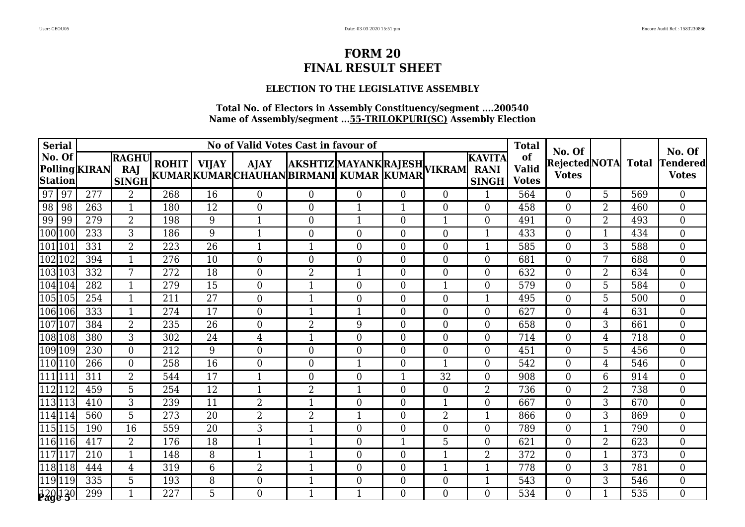# FORM 20

# FINAL RESULT SHEET

### ELECTION TO THE LEGISLATIVE ASSEMBLY

**Total No. of Electors in Assembly Constituency/segment ....200540**
**Name of Assembly/segment ...55-TRILOKPURI(SC) Assembly Election**

| Serial No. Of Polling Station | | No of Valid Votes Cast in favour of | | | | | | | | | | Total of Valid Votes | No. Of Rejected Votes | NOTA | Total | No. Of Tendered Votes |
|---|---|---|---|---|---|---|---|---|---|---|---|---|---|---|---|---|
| | | KIRAN | RAGHU RAJ SINGH | ROHIT KUMAR | VIJAY KUMAR | AJAY CHAUHAN | AKSHTIZ BIRMANI | MAYANK KUMAR | RAJESH KUMAR | VIKRAM | KAVITA RANI SINGH | | | | | |
| 97 | 97 | 277 | 2 | 268 | 16 | 0 | 0 | 0 | 0 | 0 | 1 | 564 | 0 | 5 | 569 | 0 |
| 98 | 98 | 263 | 1 | 180 | 12 | 0 | 0 | 1 | 1 | 0 | 0 | 458 | 0 | 2 | 460 | 0 |
| 99 | 99 | 279 | 2 | 198 | 9 | 1 | 0 | 1 | 0 | 1 | 0 | 491 | 0 | 2 | 493 | 0 |
| 100 | 100 | 233 | 3 | 186 | 9 | 1 | 0 | 0 | 0 | 0 | 1 | 433 | 0 | 1 | 434 | 0 |
| 101 | 101 | 331 | 2 | 223 | 26 | 1 | 1 | 0 | 0 | 0 | 1 | 585 | 0 | 3 | 588 | 0 |
| 102 | 102 | 394 | 1 | 276 | 10 | 0 | 0 | 0 | 0 | 0 | 0 | 681 | 0 | 7 | 688 | 0 |
| 103 | 103 | 332 | 7 | 272 | 18 | 0 | 2 | 1 | 0 | 0 | 0 | 632 | 0 | 2 | 634 | 0 |
| 104 | 104 | 282 | 1 | 279 | 15 | 0 | 1 | 0 | 0 | 1 | 0 | 579 | 0 | 5 | 584 | 0 |
| 105 | 105 | 254 | 1 | 211 | 27 | 0 | 1 | 0 | 0 | 0 | 1 | 495 | 0 | 5 | 500 | 0 |
| 106 | 106 | 333 | 1 | 274 | 17 | 0 | 1 | 1 | 0 | 0 | 0 | 627 | 0 | 4 | 631 | 0 |
| 107 | 107 | 384 | 2 | 235 | 26 | 0 | 2 | 9 | 0 | 0 | 0 | 658 | 0 | 3 | 661 | 0 |
| 108 | 108 | 380 | 3 | 302 | 24 | 4 | 1 | 0 | 0 | 0 | 0 | 714 | 0 | 4 | 718 | 0 |
| 109 | 109 | 230 | 0 | 212 | 9 | 0 | 0 | 0 | 0 | 0 | 0 | 451 | 0 | 5 | 456 | 0 |
| 110 | 110 | 266 | 0 | 258 | 16 | 0 | 0 | 1 | 0 | 1 | 0 | 542 | 0 | 4 | 546 | 0 |
| 111 | 111 | 311 | 2 | 544 | 17 | 1 | 0 | 0 | 1 | 32 | 0 | 908 | 0 | 6 | 914 | 0 |
| 112 | 112 | 459 | 5 | 254 | 12 | 1 | 2 | 1 | 0 | 0 | 2 | 736 | 0 | 2 | 738 | 0 |
| 113 | 113 | 410 | 3 | 239 | 11 | 2 | 1 | 0 | 0 | 1 | 0 | 667 | 0 | 3 | 670 | 0 |
| 114 | 114 | 560 | 5 | 273 | 20 | 2 | 2 | 1 | 0 | 2 | 1 | 866 | 0 | 3 | 869 | 0 |
| 115 | 115 | 190 | 16 | 559 | 20 | 3 | 1 | 0 | 0 | 0 | 0 | 789 | 0 | 1 | 790 | 0 |
| 116 | 116 | 417 | 2 | 176 | 18 | 1 | 1 | 0 | 1 | 5 | 0 | 621 | 0 | 2 | 623 | 0 |
| 117 | 117 | 210 | 1 | 148 | 8 | 1 | 1 | 0 | 0 | 1 | 2 | 372 | 0 | 1 | 373 | 0 |
| 118 | 118 | 444 | 4 | 319 | 6 | 2 | 1 | 0 | 0 | 1 | 1 | 778 | 0 | 3 | 781 | 0 |
| 119 | 119 | 335 | 5 | 193 | 8 | 0 | 1 | 0 | 0 | 0 | 1 | 543 | 0 | 3 | 546 | 0 |
| 120 | 120 | 299 | 1 | 227 | 5 | 0 | 1 | 1 | 0 | 0 | 0 | 534 | 0 | 1 | 535 | 0 |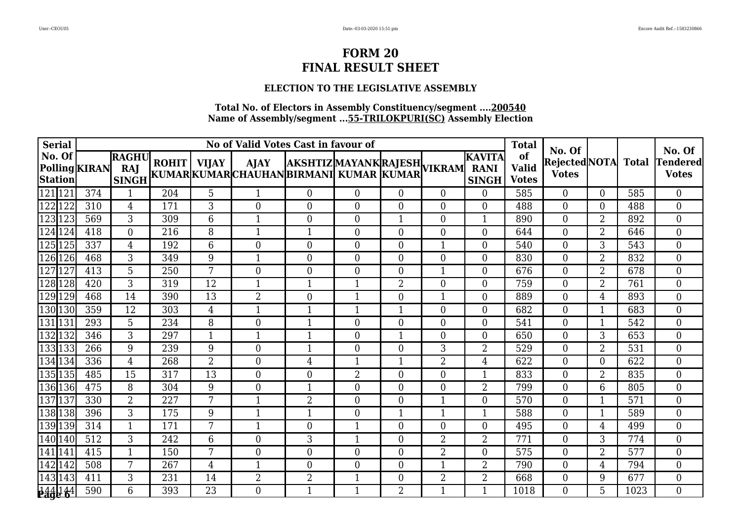# FORM 20
# FINAL RESULT SHEET

### ELECTION TO THE LEGISLATIVE ASSEMBLY

**Total No. of Electors in Assembly Constituency/segment ....200540**
**Name of Assembly/segment ...55-TRILOKPURI(SC) Assembly Election**

| Serial No. Of Polling Station | | No of Valid Votes Cast in favour of | | | | | | | | | | Total of Valid Votes | No. Of Rejected Votes | NOTA | Total | No. Of Tendered Votes |
|---|---|---|---|---|---|---|---|---|---|---|---|---|---|---|---|---|
| | | KIRAN | RAGHU RAJ SINGH | ROHIT KUMAR | VIJAY KUMAR | AJAY CHAUHAN | AKSHTIZ BIRMANI | MAYANK KUMAR | RAJESH KUMAR | VIKRAM | KAVITA RANI SINGH | | | | | |
| 121 | 121 | 374 | 1 | 204 | 5 | 1 | 0 | 0 | 0 | 0 | 0 | 585 | 0 | 0 | 585 | 0 |
| 122 | 122 | 310 | 4 | 171 | 3 | 0 | 0 | 0 | 0 | 0 | 0 | 488 | 0 | 0 | 488 | 0 |
| 123 | 123 | 569 | 3 | 309 | 6 | 1 | 0 | 0 | 1 | 0 | 1 | 890 | 0 | 2 | 892 | 0 |
| 124 | 124 | 418 | 0 | 216 | 8 | 1 | 1 | 0 | 0 | 0 | 0 | 644 | 0 | 2 | 646 | 0 |
| 125 | 125 | 337 | 4 | 192 | 6 | 0 | 0 | 0 | 0 | 1 | 0 | 540 | 0 | 3 | 543 | 0 |
| 126 | 126 | 468 | 3 | 349 | 9 | 1 | 0 | 0 | 0 | 0 | 0 | 830 | 0 | 2 | 832 | 0 |
| 127 | 127 | 413 | 5 | 250 | 7 | 0 | 0 | 0 | 0 | 1 | 0 | 676 | 0 | 2 | 678 | 0 |
| 128 | 128 | 420 | 3 | 319 | 12 | 1 | 1 | 1 | 2 | 0 | 0 | 759 | 0 | 2 | 761 | 0 |
| 129 | 129 | 468 | 14 | 390 | 13 | 2 | 0 | 1 | 0 | 1 | 0 | 889 | 0 | 4 | 893 | 0 |
| 130 | 130 | 359 | 12 | 303 | 4 | 1 | 1 | 1 | 1 | 0 | 0 | 682 | 0 | 1 | 683 | 0 |
| 131 | 131 | 293 | 5 | 234 | 8 | 0 | 1 | 0 | 0 | 0 | 0 | 541 | 0 | 1 | 542 | 0 |
| 132 | 132 | 346 | 3 | 297 | 1 | 1 | 1 | 0 | 1 | 0 | 0 | 650 | 0 | 3 | 653 | 0 |
| 133 | 133 | 266 | 9 | 239 | 9 | 0 | 1 | 0 | 0 | 3 | 2 | 529 | 0 | 2 | 531 | 0 |
| 134 | 134 | 336 | 4 | 268 | 2 | 0 | 4 | 1 | 1 | 2 | 4 | 622 | 0 | 0 | 622 | 0 |
| 135 | 135 | 485 | 15 | 317 | 13 | 0 | 0 | 2 | 0 | 0 | 1 | 833 | 0 | 2 | 835 | 0 |
| 136 | 136 | 475 | 8 | 304 | 9 | 0 | 1 | 0 | 0 | 0 | 2 | 799 | 0 | 6 | 805 | 0 |
| 137 | 137 | 330 | 2 | 227 | 7 | 1 | 2 | 0 | 0 | 1 | 0 | 570 | 0 | 1 | 571 | 0 |
| 138 | 138 | 396 | 3 | 175 | 9 | 1 | 1 | 0 | 1 | 1 | 1 | 588 | 0 | 1 | 589 | 0 |
| 139 | 139 | 314 | 1 | 171 | 7 | 1 | 0 | 1 | 0 | 0 | 0 | 495 | 0 | 4 | 499 | 0 |
| 140 | 140 | 512 | 3 | 242 | 6 | 0 | 3 | 1 | 0 | 2 | 2 | 771 | 0 | 3 | 774 | 0 |
| 141 | 141 | 415 | 1 | 150 | 7 | 0 | 0 | 0 | 0 | 2 | 0 | 575 | 0 | 2 | 577 | 0 |
| 142 | 142 | 508 | 7 | 267 | 4 | 1 | 0 | 0 | 0 | 1 | 2 | 790 | 0 | 4 | 794 | 0 |
| 143 | 143 | 411 | 3 | 231 | 14 | 2 | 2 | 1 | 0 | 2 | 2 | 668 | 0 | 9 | 677 | 0 |
| 144 | 144 | 590 | 6 | 393 | 23 | 0 | 1 | 1 | 2 | 1 | 1 | 1018 | 0 | 5 | 1023 | 0 |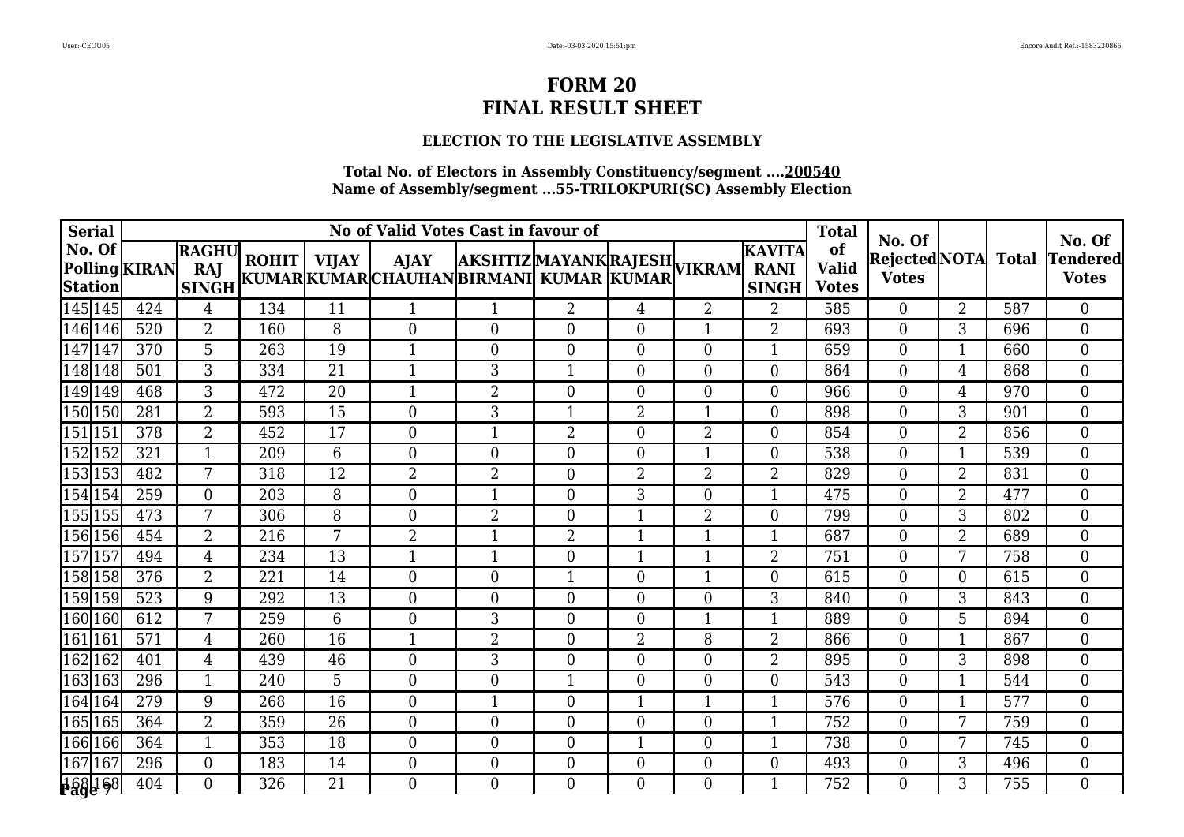# FORM 20
# FINAL RESULT SHEET

### ELECTION TO THE LEGISLATIVE ASSEMBLY

**Total No. of Electors in Assembly Constituency/segment ....200540**
**Name of Assembly/segment ...55-TRILOKPURI(SC) Assembly Election**

| Serial No. Of Polling Station | | No of Valid Votes Cast in favour of | | | | | | | | | | Total of Valid Votes | No. Of Rejected Votes | NOTA | Total | No. Of Tendered Votes |
|---|---|---|---|---|---|---|---|---|---|---|---|---|---|---|---|---|
| | | KIRAN | RAGHU RAJ SINGH | ROHIT KUMAR | VIJAY KUMAR | AJAY CHAUHAN | AKSHTIZ BIRMANI | MAYANK KUMAR | RAJESH KUMAR | VIKRAM | KAVITA RANI SINGH | | | | | |
| 145 | 145 | 424 | 4 | 134 | 11 | 1 | 1 | 2 | 4 | 2 | 2 | 585 | 0 | 2 | 587 | 0 |
| 146 | 146 | 520 | 2 | 160 | 8 | 0 | 0 | 0 | 0 | 1 | 2 | 693 | 0 | 3 | 696 | 0 |
| 147 | 147 | 370 | 5 | 263 | 19 | 1 | 0 | 0 | 0 | 0 | 1 | 659 | 0 | 1 | 660 | 0 |
| 148 | 148 | 501 | 3 | 334 | 21 | 1 | 3 | 1 | 0 | 0 | 0 | 864 | 0 | 4 | 868 | 0 |
| 149 | 149 | 468 | 3 | 472 | 20 | 1 | 2 | 0 | 0 | 0 | 0 | 966 | 0 | 4 | 970 | 0 |
| 150 | 150 | 281 | 2 | 593 | 15 | 0 | 3 | 1 | 2 | 1 | 0 | 898 | 0 | 3 | 901 | 0 |
| 151 | 151 | 378 | 2 | 452 | 17 | 0 | 1 | 2 | 0 | 2 | 0 | 854 | 0 | 2 | 856 | 0 |
| 152 | 152 | 321 | 1 | 209 | 6 | 0 | 0 | 0 | 0 | 1 | 0 | 538 | 0 | 1 | 539 | 0 |
| 153 | 153 | 482 | 7 | 318 | 12 | 2 | 2 | 0 | 2 | 2 | 2 | 829 | 0 | 2 | 831 | 0 |
| 154 | 154 | 259 | 0 | 203 | 8 | 0 | 1 | 0 | 3 | 0 | 1 | 475 | 0 | 2 | 477 | 0 |
| 155 | 155 | 473 | 7 | 306 | 8 | 0 | 2 | 0 | 1 | 2 | 0 | 799 | 0 | 3 | 802 | 0 |
| 156 | 156 | 454 | 2 | 216 | 7 | 2 | 1 | 2 | 1 | 1 | 1 | 687 | 0 | 2 | 689 | 0 |
| 157 | 157 | 494 | 4 | 234 | 13 | 1 | 1 | 0 | 1 | 1 | 2 | 751 | 0 | 7 | 758 | 0 |
| 158 | 158 | 376 | 2 | 221 | 14 | 0 | 0 | 1 | 0 | 1 | 0 | 615 | 0 | 0 | 615 | 0 |
| 159 | 159 | 523 | 9 | 292 | 13 | 0 | 0 | 0 | 0 | 0 | 3 | 840 | 0 | 3 | 843 | 0 |
| 160 | 160 | 612 | 7 | 259 | 6 | 0 | 3 | 0 | 0 | 1 | 1 | 889 | 0 | 5 | 894 | 0 |
| 161 | 161 | 571 | 4 | 260 | 16 | 1 | 2 | 0 | 2 | 8 | 2 | 866 | 0 | 1 | 867 | 0 |
| 162 | 162 | 401 | 4 | 439 | 46 | 0 | 3 | 0 | 0 | 0 | 2 | 895 | 0 | 3 | 898 | 0 |
| 163 | 163 | 296 | 1 | 240 | 5 | 0 | 0 | 1 | 0 | 0 | 0 | 543 | 0 | 1 | 544 | 0 |
| 164 | 164 | 279 | 9 | 268 | 16 | 0 | 1 | 0 | 1 | 1 | 1 | 576 | 0 | 1 | 577 | 0 |
| 165 | 165 | 364 | 2 | 359 | 26 | 0 | 0 | 0 | 0 | 0 | 1 | 752 | 0 | 7 | 759 | 0 |
| 166 | 166 | 364 | 1 | 353 | 18 | 0 | 0 | 0 | 1 | 0 | 1 | 738 | 0 | 7 | 745 | 0 |
| 167 | 167 | 296 | 0 | 183 | 14 | 0 | 0 | 0 | 0 | 0 | 0 | 493 | 0 | 3 | 496 | 0 |
| 168 | 168 | 404 | 0 | 326 | 21 | 0 | 0 | 0 | 0 | 0 | 1 | 752 | 0 | 3 | 755 | 0 |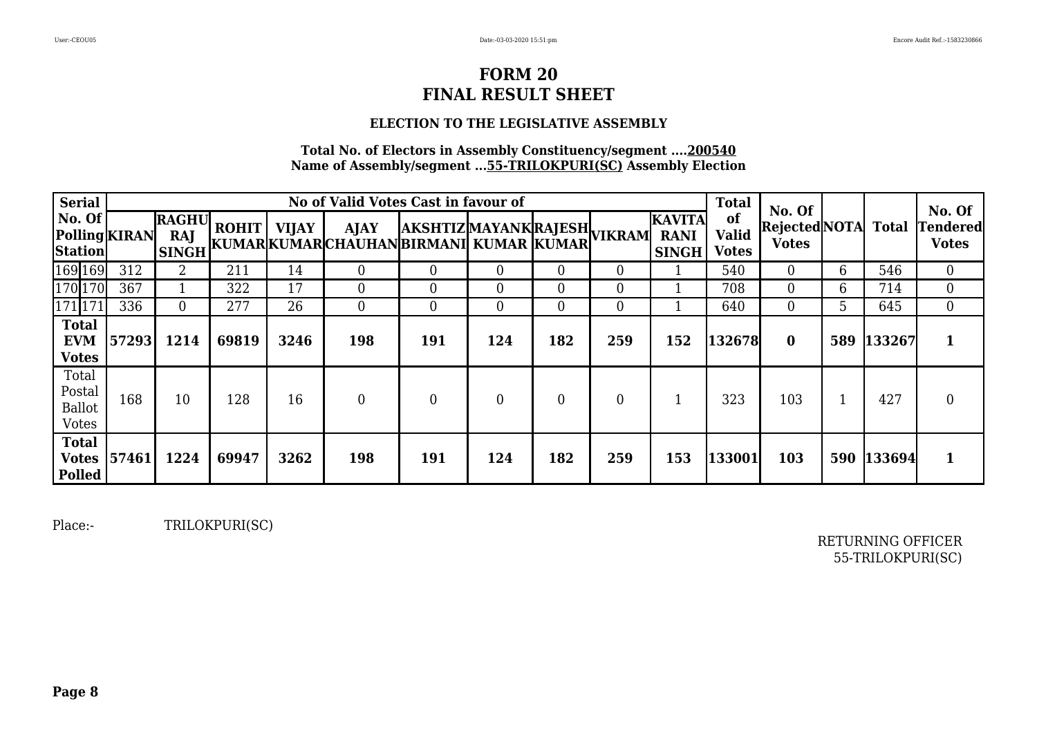# FORM 20
# FINAL RESULT SHEET

### ELECTION TO THE LEGISLATIVE ASSEMBLY

**Total No. of Electors in Assembly Constituency/segment ....200540**
**Name of Assembly/segment ...55-TRILOKPURI(SC) Assembly Election**

| Serial No. Of Polling Station | | No of Valid Votes Cast in favour of | | | | | | | | | | Total of Valid Votes | No. Of Rejected Votes | NOTA | Total | No. Of Tendered Votes |
|---|---|---|---|---|---|---|---|---|---|---|---|---|---|---|---|---|
| | | KIRAN | RAGHU RAJ SINGH | ROHIT KUMAR | VIJAY KUMAR | AJAY CHAUHAN | AKSHTIZ BIRMANI | MAYANK KUMAR | RAJESH KUMAR | VIKRAM | KAVITA RANI SINGH | | | | | |
| 169 | 169 | 312 | 2 | 211 | 14 | 0 | 0 | 0 | 0 | 0 | 1 | 540 | 0 | 6 | 546 | 0 |
| 170 | 170 | 367 | 1 | 322 | 17 | 0 | 0 | 0 | 0 | 0 | 1 | 708 | 0 | 6 | 714 | 0 |
| 171 | 171 | 336 | 0 | 277 | 26 | 0 | 0 | 0 | 0 | 0 | 1 | 640 | 0 | 5 | 645 | 0 |
| **Total EVM Votes** | | **57293** | **1214** | **69819** | **3246** | **198** | **191** | **124** | **182** | **259** | **152** | **132678** | **0** | **589** | **133267** | **1** |
| Total Postal Ballot Votes | | 168 | 10 | 128 | 16 | 0 | 0 | 0 | 0 | 0 | 1 | 323 | 103 | 1 | 427 | 0 |
| **Total Votes Polled** | | **57461** | **1224** | **69947** | **3262** | **198** | **191** | **124** | **182** | **259** | **153** | **133001** | **103** | **590** | **133694** | **1** |

Place:- TRILOKPURI(SC)

RETURNING OFFICER
55-TRILOKPURI(SC)